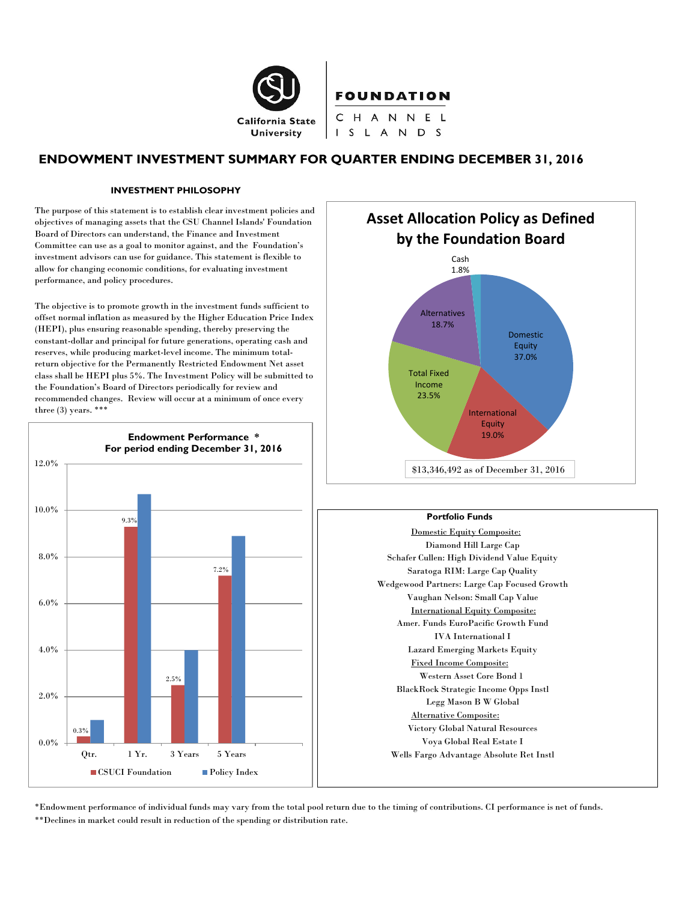California State University

FOUNDATION
CHANNEL ISLANDS

# ENDOWMENT INVESTMENT SUMMARY FOR QUARTER ENDING DECEMBER 31, 2016

## INVESTMENT PHILOSOPHY

The purpose of this statement is to establish clear investment policies and objectives of managing assets that the CSU Channel Islands' Foundation Board of Directors can understand, the Finance and Investment Committee can use as a goal to monitor against, and the Foundation's investment advisors can use for guidance. This statement is flexible to allow for changing economic conditions, for evaluating investment performance, and policy procedures.

The objective is to promote growth in the investment funds sufficient to offset normal inflation as measured by the Higher Education Price Index (HEPI), plus ensuring reasonable spending, thereby preserving the constant-dollar and principal for future generations, operating cash and reserves, while producing market-level income. The minimum total-return objective for the Permanently Restricted Endowment Net asset class shall be HEPI plus 5%. The Investment Policy will be submitted to the Foundation's Board of Directors periodically for review and recommended changes. Review will occur at a minimum of once every three (3) years. ***

### Endowment Performance *
### For period ending December 31, 2016

| Period | CSUCI Foundation | Policy Index |
|---|---|---|
| Qtr. | 0.3% | |
| 1 Yr. | 9.3% | |
| 3 Years | 2.5% | |
| 5 Years | 7.2% | |

### Asset Allocation Policy as Defined by the Foundation Board

| Asset Class | Allocation |
|---|---|
| Domestic Equity | 37.0% |
| International Equity | 19.0% |
| Total Fixed Income | 23.5% |
| Alternatives | 18.7% |
| Cash | 1.8% |

$13,346,492 as of December 31, 2016

### Portfolio Funds

Domestic Equity Composite:
- Diamond Hill Large Cap
- Schafer Cullen: High Dividend Value Equity
- Saratoga RIM: Large Cap Quality
- Wedgewood Partners: Large Cap Focused Growth
- Vaughan Nelson: Small Cap Value

International Equity Composite:
- Amer. Funds EuroPacific Growth Fund
- IVA International I
- Lazard Emerging Markets Equity

Fixed Income Composite:
- Western Asset Core Bond 1
- BlackRock Strategic Income Opps Instl
- Legg Mason B W Global

Alternative Composite:
- Victory Global Natural Resources
- Voya Global Real Estate I
- Wells Fargo Advantage Absolute Ret Instl

*Endowment performance of individual funds may vary from the total pool return due to the timing of contributions. CI performance is net of funds.

**Declines in market could result in reduction of the spending or distribution rate.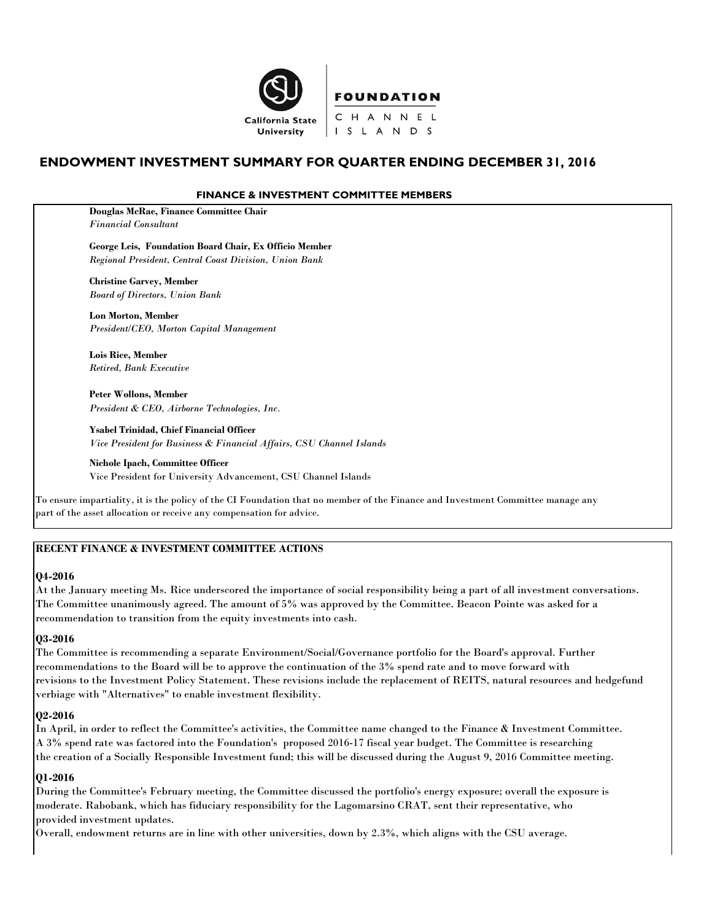California State University

**FOUNDATION**

CHANNEL ISLANDS

# ENDOWMENT INVESTMENT SUMMARY FOR QUARTER ENDING DECEMBER 31, 2016

## FINANCE & INVESTMENT COMMITTEE MEMBERS

**Douglas McRae, Finance Committee Chair**
*Financial Consultant*

**George Leis, Foundation Board Chair, Ex Officio Member**
*Regional President, Central Coast Division, Union Bank*

**Christine Garvey, Member**
*Board of Directors, Union Bank*

**Lon Morton, Member**
*President/CEO, Morton Capital Management*

**Lois Rice, Member**
*Retired, Bank Executive*

**Peter Wollons, Member**
*President & CEO, Airborne Technologies, Inc.*

**Ysabel Trinidad, Chief Financial Officer**
*Vice President for Business & Financial Affairs, CSU Channel Islands*

**Nichole Ipach, Committee Officer**
Vice President for University Advancement, CSU Channel Islands

To ensure impartiality, it is the policy of the CI Foundation that no member of the Finance and Investment Committee manage any part of the asset allocation or receive any compensation for advice.

## RECENT FINANCE & INVESTMENT COMMITTEE ACTIONS

**Q4-2016**

At the January meeting Ms. Rice underscored the importance of social responsibility being a part of all investment conversations. The Committee unanimously agreed. The amount of 5% was approved by the Committee. Beacon Pointe was asked for a recommendation to transition from the equity investments into cash.

**Q3-2016**

The Committee is recommending a separate Environment/Social/Governance portfolio for the Board's approval. Further recommendations to the Board will be to approve the continuation of the 3% spend rate and to move forward with revisions to the Investment Policy Statement. These revisions include the replacement of REITS, natural resources and hedgefund verbiage with "Alternatives" to enable investment flexibility.

**Q2-2016**

In April, in order to reflect the Committee's activities, the Committee name changed to the Finance & Investment Committee. A 3% spend rate was factored into the Foundation's proposed 2016-17 fiscal year budget. The Committee is researching the creation of a Socially Responsible Investment fund; this will be discussed during the August 9, 2016 Committee meeting.

**Q1-2016**

During the Committee's February meeting, the Committee discussed the portfolio's energy exposure; overall the exposure is moderate. Rabobank, which has fiduciary responsibility for the Lagomarsino CRAT, sent their representative, who provided investment updates.

Overall, endowment returns are in line with other universities, down by 2.3%, which aligns with the CSU average.